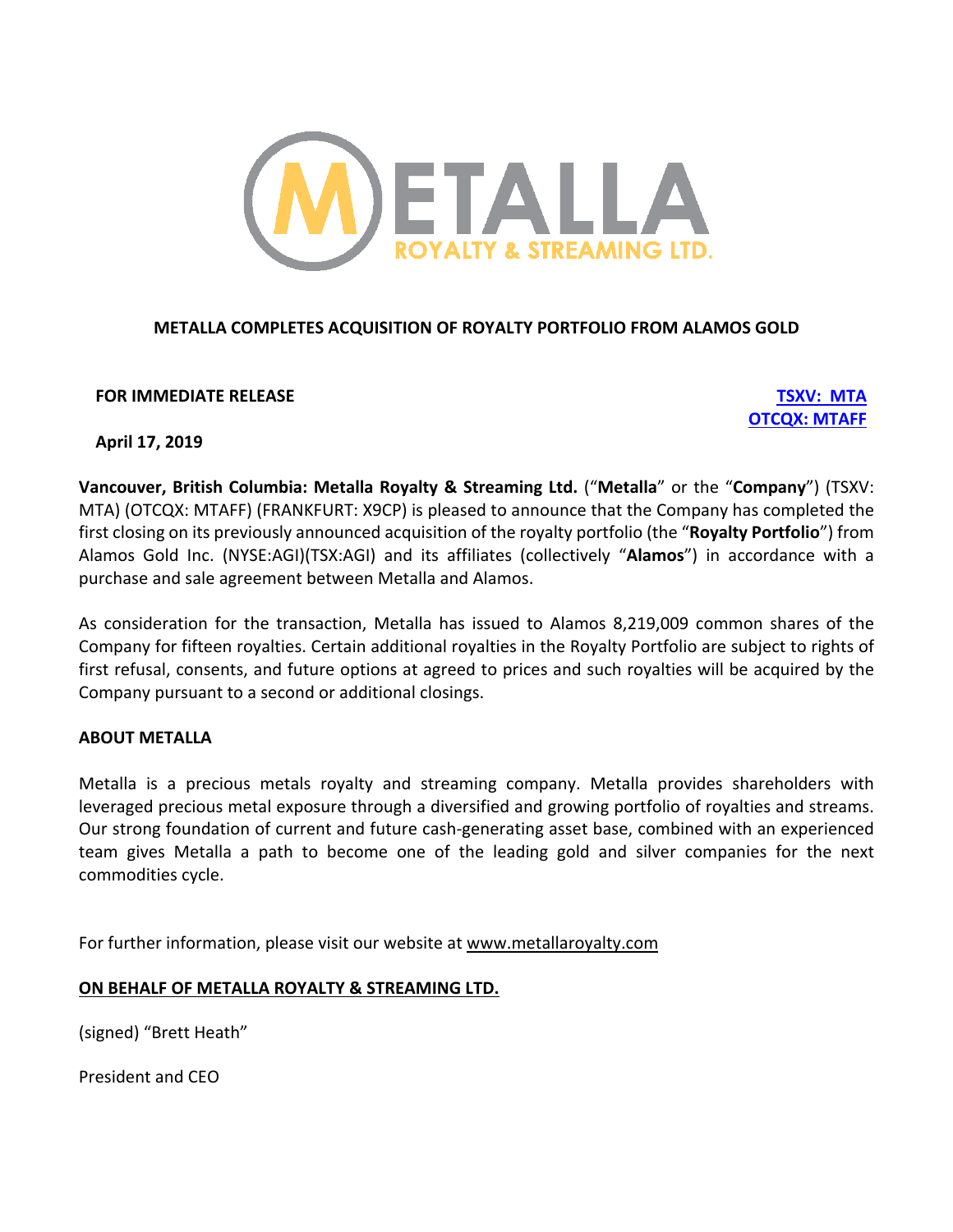METALLA ROYALTY & STREAMING LTD.

# METALLA COMPLETES ACQUISITION OF ROYALTY PORTFOLIO FROM ALAMOS GOLD

**FOR IMMEDIATE RELEASE**

**TSXV: MTA**
**OTCQX: MTAFF**

**April 17, 2019**

**Vancouver, British Columbia: Metalla Royalty & Streaming Ltd.** ("**Metalla**" or the "**Company**") (TSXV: MTA) (OTCQX: MTAFF) (FRANKFURT: X9CP) is pleased to announce that the Company has completed the first closing on its previously announced acquisition of the royalty portfolio (the "**Royalty Portfolio**") from Alamos Gold Inc. (NYSE:AGI)(TSX:AGI) and its affiliates (collectively "**Alamos**") in accordance with a purchase and sale agreement between Metalla and Alamos.

As consideration for the transaction, Metalla has issued to Alamos 8,219,009 common shares of the Company for fifteen royalties. Certain additional royalties in the Royalty Portfolio are subject to rights of first refusal, consents, and future options at agreed to prices and such royalties will be acquired by the Company pursuant to a second or additional closings.

**ABOUT METALLA**

Metalla is a precious metals royalty and streaming company. Metalla provides shareholders with leveraged precious metal exposure through a diversified and growing portfolio of royalties and streams. Our strong foundation of current and future cash-generating asset base, combined with an experienced team gives Metalla a path to become one of the leading gold and silver companies for the next commodities cycle.

For further information, please visit our website at www.metallaroyalty.com

**ON BEHALF OF METALLA ROYALTY & STREAMING LTD.**

(signed) "Brett Heath"

President and CEO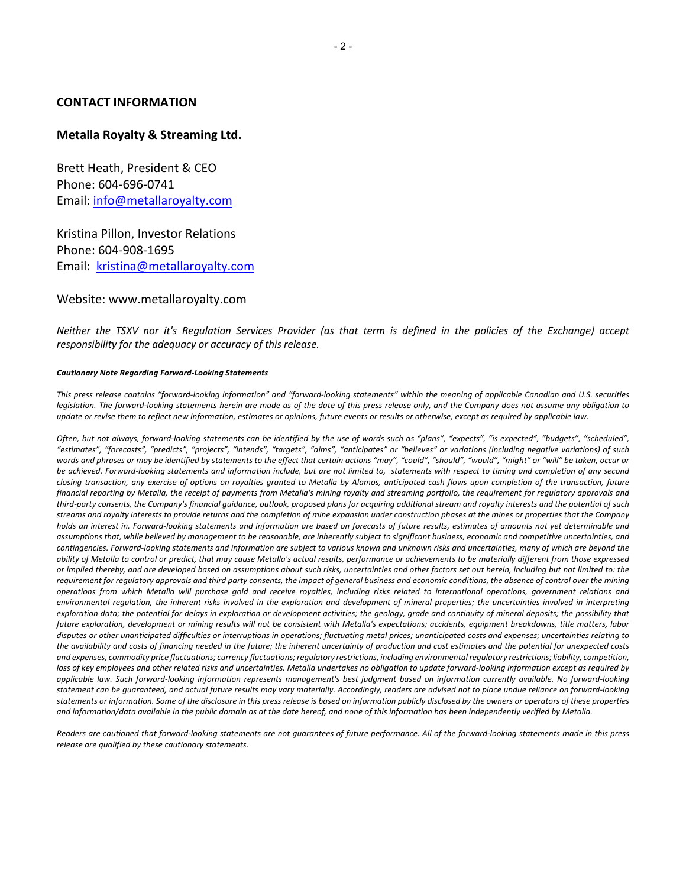## CONTACT INFORMATION

### Metalla Royalty & Streaming Ltd.

Brett Heath, President & CEO
Phone: 604-696-0741
Email: info@metallaroyalty.com

Kristina Pillon, Investor Relations
Phone: 604-908-1695
Email: kristina@metallaroyalty.com

Website: www.metallaroyalty.com

*Neither the TSXV nor it's Regulation Services Provider (as that term is defined in the policies of the Exchange) accept responsibility for the adequacy or accuracy of this release.*

***Cautionary Note Regarding Forward-Looking Statements***

*This press release contains "forward-looking information" and "forward-looking statements" within the meaning of applicable Canadian and U.S. securities legislation. The forward-looking statements herein are made as of the date of this press release only, and the Company does not assume any obligation to update or revise them to reflect new information, estimates or opinions, future events or results or otherwise, except as required by applicable law.*

*Often, but not always, forward-looking statements can be identified by the use of words such as "plans", "expects", "is expected", "budgets", "scheduled", "estimates", "forecasts", "predicts", "projects", "intends", "targets", "aims", "anticipates" or "believes" or variations (including negative variations) of such words and phrases or may be identified by statements to the effect that certain actions "may", "could", "should", "would", "might" or "will" be taken, occur or be achieved. Forward-looking statements and information include, but are not limited to, statements with respect to timing and completion of any second closing transaction, any exercise of options on royalties granted to Metalla by Alamos, anticipated cash flows upon completion of the transaction, future financial reporting by Metalla, the receipt of payments from Metalla's mining royalty and streaming portfolio, the requirement for regulatory approvals and third-party consents, the Company's financial guidance, outlook, proposed plans for acquiring additional stream and royalty interests and the potential of such streams and royalty interests to provide returns and the completion of mine expansion under construction phases at the mines or properties that the Company holds an interest in. Forward-looking statements and information are based on forecasts of future results, estimates of amounts not yet determinable and assumptions that, while believed by management to be reasonable, are inherently subject to significant business, economic and competitive uncertainties, and contingencies. Forward-looking statements and information are subject to various known and unknown risks and uncertainties, many of which are beyond the ability of Metalla to control or predict, that may cause Metalla's actual results, performance or achievements to be materially different from those expressed or implied thereby, and are developed based on assumptions about such risks, uncertainties and other factors set out herein, including but not limited to: the requirement for regulatory approvals and third party consents, the impact of general business and economic conditions, the absence of control over the mining operations from which Metalla will purchase gold and receive royalties, including risks related to international operations, government relations and environmental regulation, the inherent risks involved in the exploration and development of mineral properties; the uncertainties involved in interpreting exploration data; the potential for delays in exploration or development activities; the geology, grade and continuity of mineral deposits; the possibility that future exploration, development or mining results will not be consistent with Metalla's expectations; accidents, equipment breakdowns, title matters, labor disputes or other unanticipated difficulties or interruptions in operations; fluctuating metal prices; unanticipated costs and expenses; uncertainties relating to the availability and costs of financing needed in the future; the inherent uncertainty of production and cost estimates and the potential for unexpected costs and expenses, commodity price fluctuations; currency fluctuations; regulatory restrictions, including environmental regulatory restrictions; liability, competition, loss of key employees and other related risks and uncertainties. Metalla undertakes no obligation to update forward-looking information except as required by applicable law. Such forward-looking information represents management's best judgment based on information currently available. No forward-looking statement can be guaranteed, and actual future results may vary materially. Accordingly, readers are advised not to place undue reliance on forward-looking statements or information. Some of the disclosure in this press release is based on information publicly disclosed by the owners or operators of these properties and information/data available in the public domain as at the date hereof, and none of this information has been independently verified by Metalla.*

*Readers are cautioned that forward-looking statements are not guarantees of future performance. All of the forward-looking statements made in this press release are qualified by these cautionary statements.*